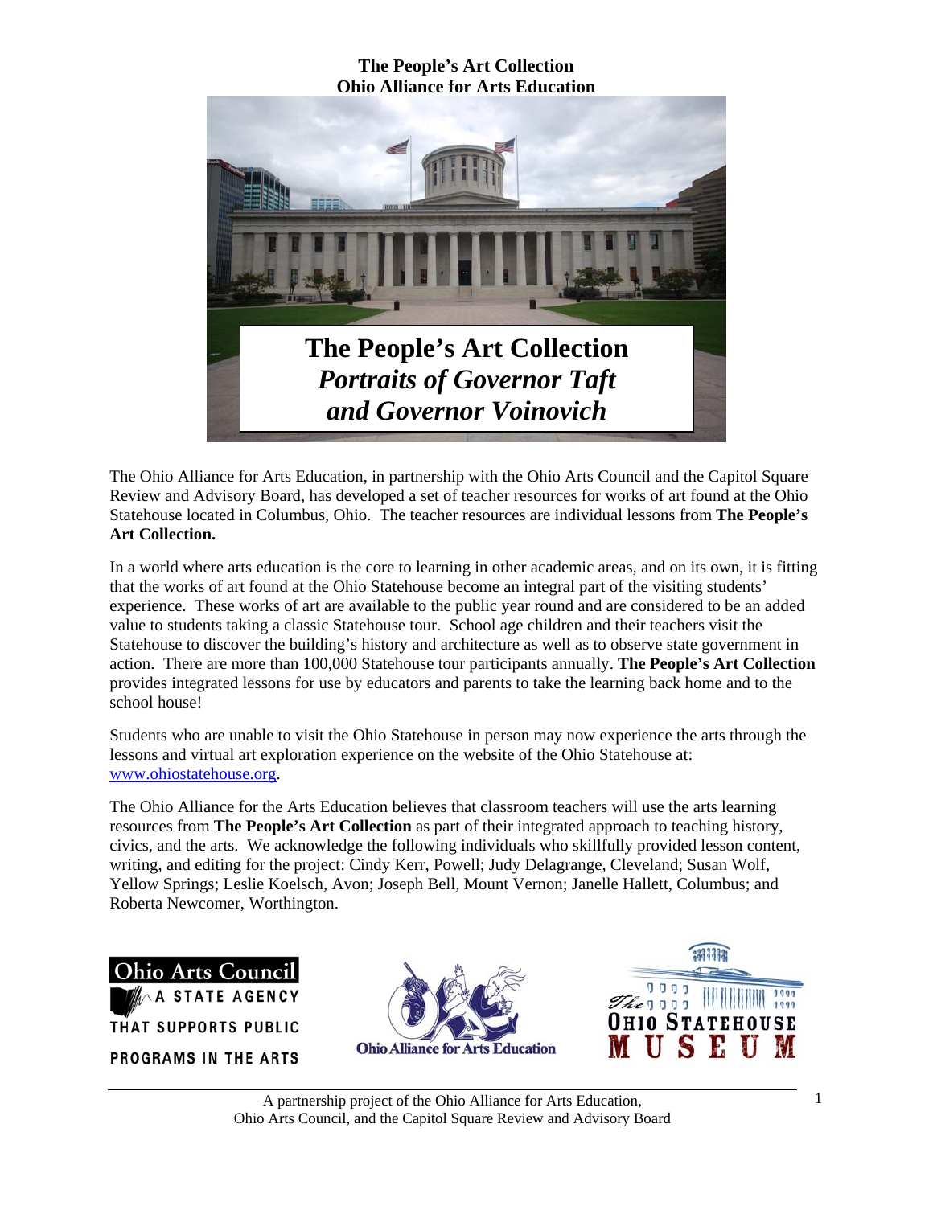**The People's Art Collection**
**Ohio Alliance for Arts Education**

# The People's Art Collection
## *Portraits of Governor Taft and Governor Voinovich*

The Ohio Alliance for Arts Education, in partnership with the Ohio Arts Council and the Capitol Square Review and Advisory Board, has developed a set of teacher resources for works of art found at the Ohio Statehouse located in Columbus, Ohio. The teacher resources are individual lessons from **The People's Art Collection.**

In a world where arts education is the core to learning in other academic areas, and on its own, it is fitting that the works of art found at the Ohio Statehouse become an integral part of the visiting students' experience. These works of art are available to the public year round and are considered to be an added value to students taking a classic Statehouse tour. School age children and their teachers visit the Statehouse to discover the building's history and architecture as well as to observe state government in action. There are more than 100,000 Statehouse tour participants annually. **The People's Art Collection** provides integrated lessons for use by educators and parents to take the learning back home and to the school house!

Students who are unable to visit the Ohio Statehouse in person may now experience the arts through the lessons and virtual art exploration experience on the website of the Ohio Statehouse at: [www.ohiostatehouse.org](http://www.ohiostatehouse.org).

The Ohio Alliance for the Arts Education believes that classroom teachers will use the arts learning resources from **The People's Art Collection** as part of their integrated approach to teaching history, civics, and the arts. We acknowledge the following individuals who skillfully provided lesson content, writing, and editing for the project: Cindy Kerr, Powell; Judy Delagrange, Cleveland; Susan Wolf, Yellow Springs; Leslie Koelsch, Avon; Joseph Bell, Mount Vernon; Janelle Hallett, Columbus; and Roberta Newcomer, Worthington.

Ohio Arts Council — A State Agency That Supports Public Programs in the Arts

Ohio Alliance for Arts Education

The Ohio Statehouse Museum

A partnership project of the Ohio Alliance for Arts Education, Ohio Arts Council, and the Capitol Square Review and Advisory Board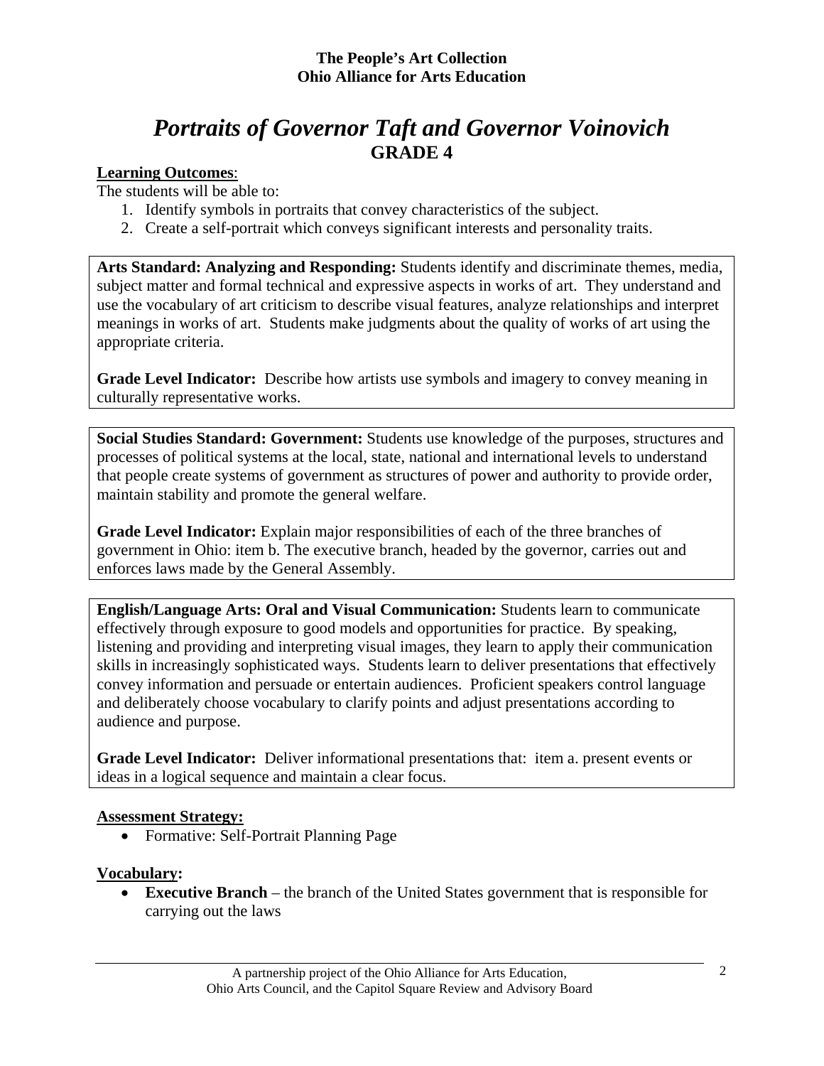**The People's Art Collection**
**Ohio Alliance for Arts Education**

# *Portraits of Governor Taft and Governor Voinovich*
## GRADE 4

**Learning Outcomes**:
The students will be able to:

1. Identify symbols in portraits that convey characteristics of the subject.
2. Create a self-portrait which conveys significant interests and personality traits.

**Arts Standard: Analyzing and Responding:** Students identify and discriminate themes, media, subject matter and formal technical and expressive aspects in works of art. They understand and use the vocabulary of art criticism to describe visual features, analyze relationships and interpret meanings in works of art. Students make judgments about the quality of works of art using the appropriate criteria.

**Grade Level Indicator:** Describe how artists use symbols and imagery to convey meaning in culturally representative works.

**Social Studies Standard: Government:** Students use knowledge of the purposes, structures and processes of political systems at the local, state, national and international levels to understand that people create systems of government as structures of power and authority to provide order, maintain stability and promote the general welfare.

**Grade Level Indicator:** Explain major responsibilities of each of the three branches of government in Ohio: item b. The executive branch, headed by the governor, carries out and enforces laws made by the General Assembly.

**English/Language Arts: Oral and Visual Communication:** Students learn to communicate effectively through exposure to good models and opportunities for practice. By speaking, listening and providing and interpreting visual images, they learn to apply their communication skills in increasingly sophisticated ways. Students learn to deliver presentations that effectively convey information and persuade or entertain audiences. Proficient speakers control language and deliberately choose vocabulary to clarify points and adjust presentations according to audience and purpose.

**Grade Level Indicator:** Deliver informational presentations that: item a. present events or ideas in a logical sequence and maintain a clear focus.

**Assessment Strategy:**

- Formative: Self-Portrait Planning Page

**Vocabulary:**

- **Executive Branch** – the branch of the United States government that is responsible for carrying out the laws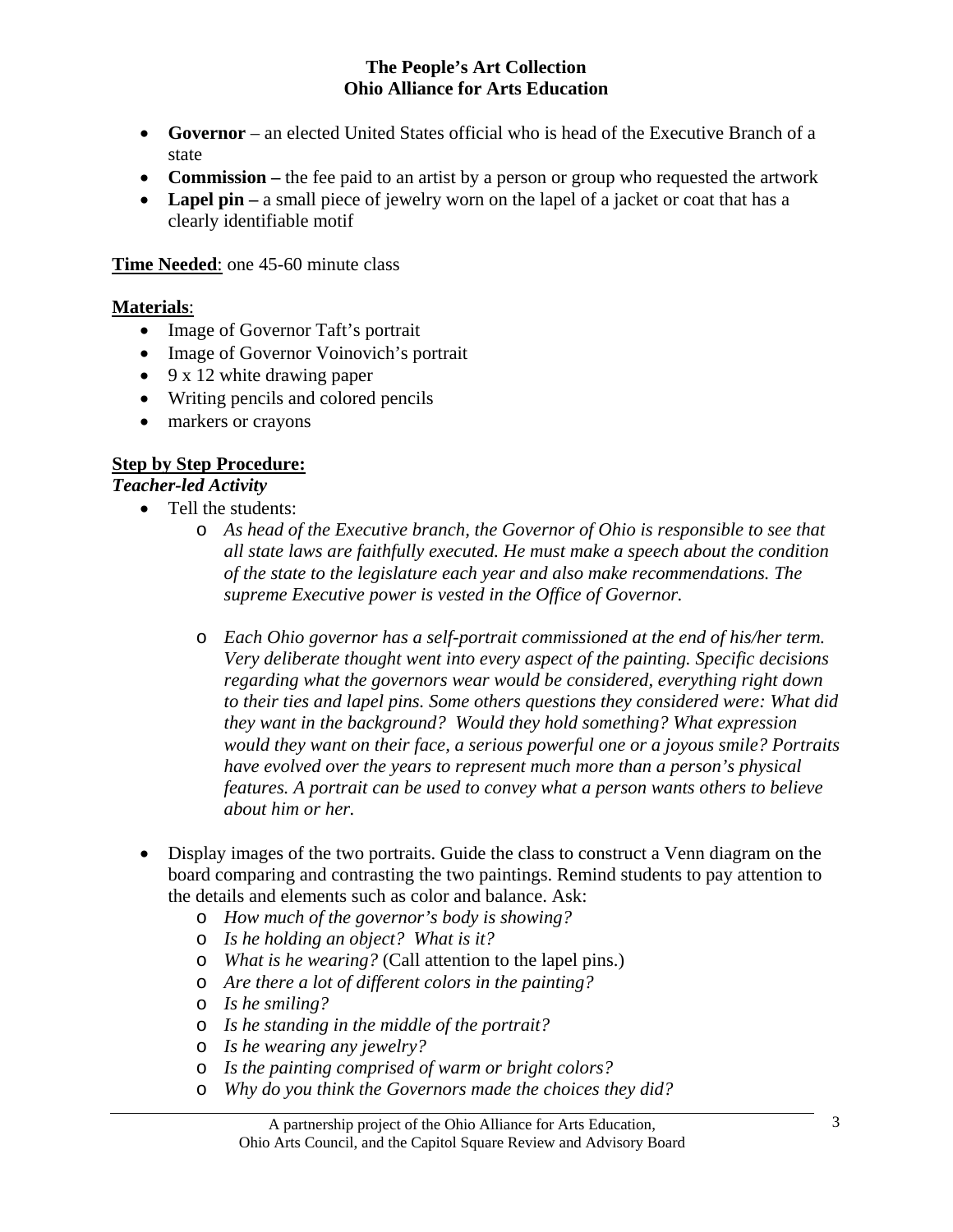- **Governor** – an elected United States official who is head of the Executive Branch of a state
- **Commission –** the fee paid to an artist by a person or group who requested the artwork
- **Lapel pin –** a small piece of jewelry worn on the lapel of a jacket or coat that has a clearly identifiable motif

**Time Needed**: one 45-60 minute class

**Materials**:

- Image of Governor Taft's portrait
- Image of Governor Voinovich's portrait
- 9 x 12 white drawing paper
- Writing pencils and colored pencils
- markers or crayons

**Step by Step Procedure:**

***Teacher-led Activity***

- Tell the students:
  - *As head of the Executive branch, the Governor of Ohio is responsible to see that all state laws are faithfully executed. He must make a speech about the condition of the state to the legislature each year and also make recommendations. The supreme Executive power is vested in the Office of Governor.*
  - *Each Ohio governor has a self-portrait commissioned at the end of his/her term. Very deliberate thought went into every aspect of the painting. Specific decisions regarding what the governors wear would be considered, everything right down to their ties and lapel pins. Some others questions they considered were: What did they want in the background? Would they hold something? What expression would they want on their face, a serious powerful one or a joyous smile? Portraits have evolved over the years to represent much more than a person's physical features. A portrait can be used to convey what a person wants others to believe about him or her.*
- Display images of the two portraits. Guide the class to construct a Venn diagram on the board comparing and contrasting the two paintings. Remind students to pay attention to the details and elements such as color and balance. Ask:
  - *How much of the governor's body is showing?*
  - *Is he holding an object? What is it?*
  - *What is he wearing?* (Call attention to the lapel pins.)
  - *Are there a lot of different colors in the painting?*
  - *Is he smiling?*
  - *Is he standing in the middle of the portrait?*
  - *Is he wearing any jewelry?*
  - *Is the painting comprised of warm or bright colors?*
  - *Why do you think the Governors made the choices they did?*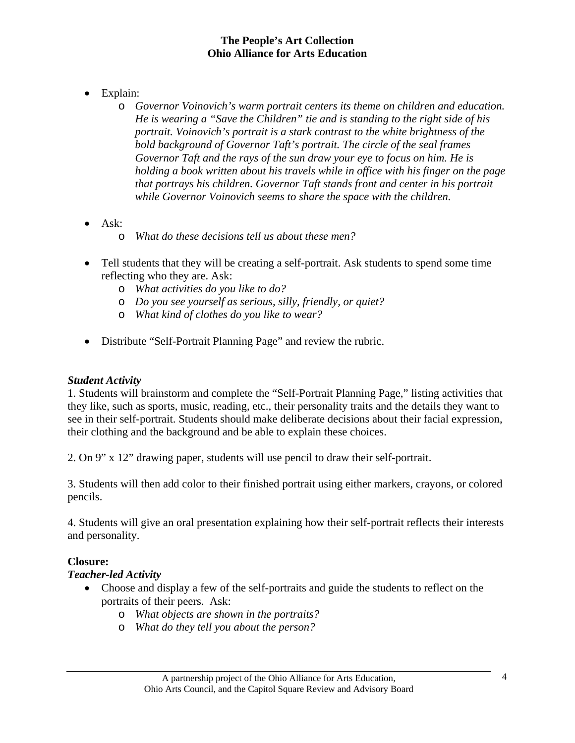- Explain:
  - *Governor Voinovich's warm portrait centers its theme on children and education. He is wearing a "Save the Children" tie and is standing to the right side of his portrait. Voinovich's portrait is a stark contrast to the white brightness of the bold background of Governor Taft's portrait. The circle of the seal frames Governor Taft and the rays of the sun draw your eye to focus on him. He is holding a book written about his travels while in office with his finger on the page that portrays his children. Governor Taft stands front and center in his portrait while Governor Voinovich seems to share the space with the children.*

- Ask:
  - *What do these decisions tell us about these men?*

- Tell students that they will be creating a self-portrait. Ask students to spend some time reflecting who they are. Ask:
  - *What activities do you like to do?*
  - *Do you see yourself as serious, silly, friendly, or quiet?*
  - *What kind of clothes do you like to wear?*

- Distribute "Self-Portrait Planning Page" and review the rubric.

***Student Activity***

1. Students will brainstorm and complete the "Self-Portrait Planning Page," listing activities that they like, such as sports, music, reading, etc., their personality traits and the details they want to see in their self-portrait. Students should make deliberate decisions about their facial expression, their clothing and the background and be able to explain these choices.

2. On 9" x 12" drawing paper, students will use pencil to draw their self-portrait.

3. Students will then add color to their finished portrait using either markers, crayons, or colored pencils.

4. Students will give an oral presentation explaining how their self-portrait reflects their interests and personality.

**Closure:**

***Teacher-led Activity***

- Choose and display a few of the self-portraits and guide the students to reflect on the portraits of their peers. Ask:
  - *What objects are shown in the portraits?*
  - *What do they tell you about the person?*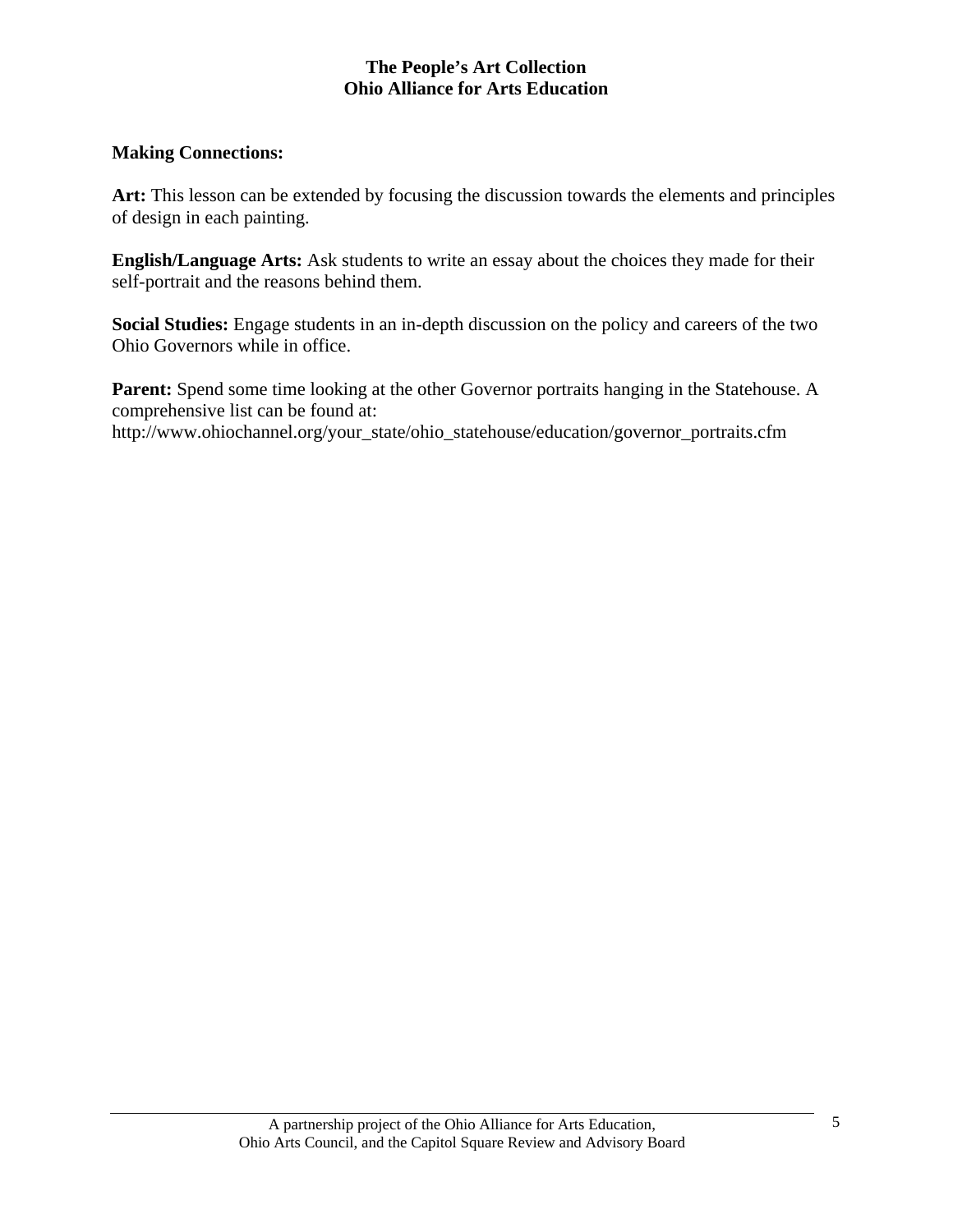**Making Connections:**

**Art:** This lesson can be extended by focusing the discussion towards the elements and principles of design in each painting.

**English/Language Arts:** Ask students to write an essay about the choices they made for their self-portrait and the reasons behind them.

**Social Studies:** Engage students in an in-depth discussion on the policy and careers of the two Ohio Governors while in office.

**Parent:** Spend some time looking at the other Governor portraits hanging in the Statehouse. A comprehensive list can be found at:
http://www.ohiochannel.org/your_state/ohio_statehouse/education/governor_portraits.cfm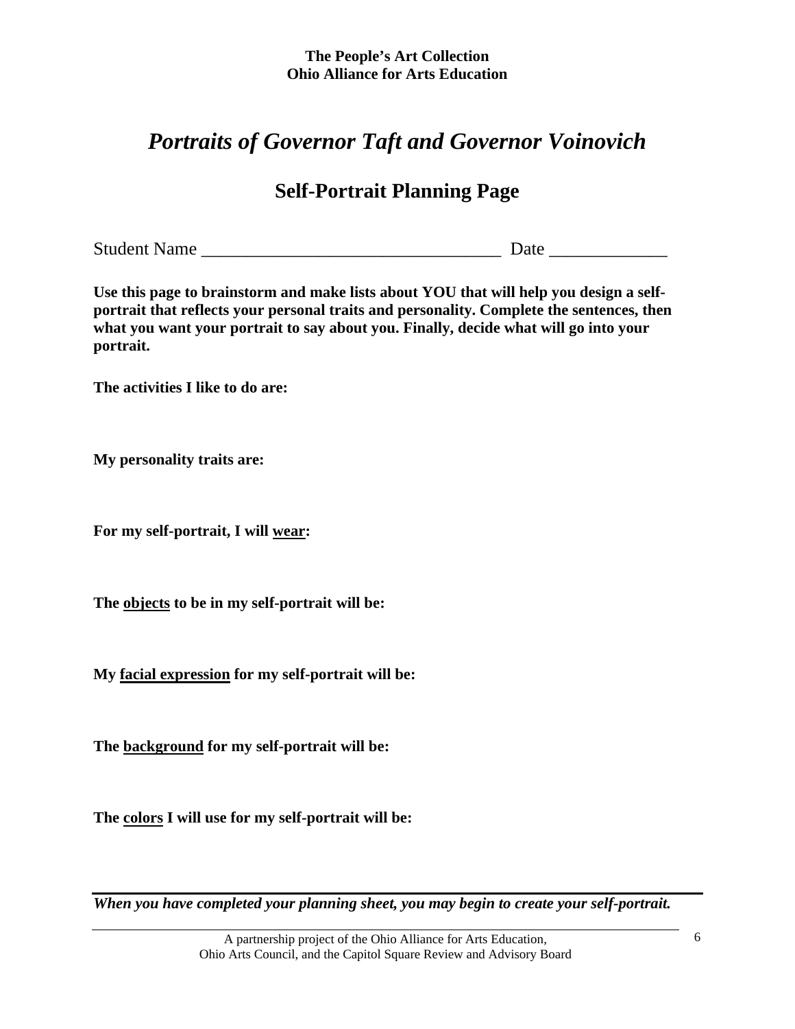# Portraits of Governor Taft and Governor Voinovich

## Self-Portrait Planning Page

Student Name _________________________________ Date _____________

**Use this page to brainstorm and make lists about YOU that will help you design a self-portrait that reflects your personal traits and personality. Complete the sentences, then what you want your portrait to say about you. Finally, decide what will go into your portrait.**

**The activities I like to do are:**

**My personality traits are:**

**For my self-portrait, I will wear:**

**The objects to be in my self-portrait will be:**

**My facial expression for my self-portrait will be:**

**The background for my self-portrait will be:**

**The colors I will use for my self-portrait will be:**

***When you have completed your planning sheet, you may begin to create your self-portrait.***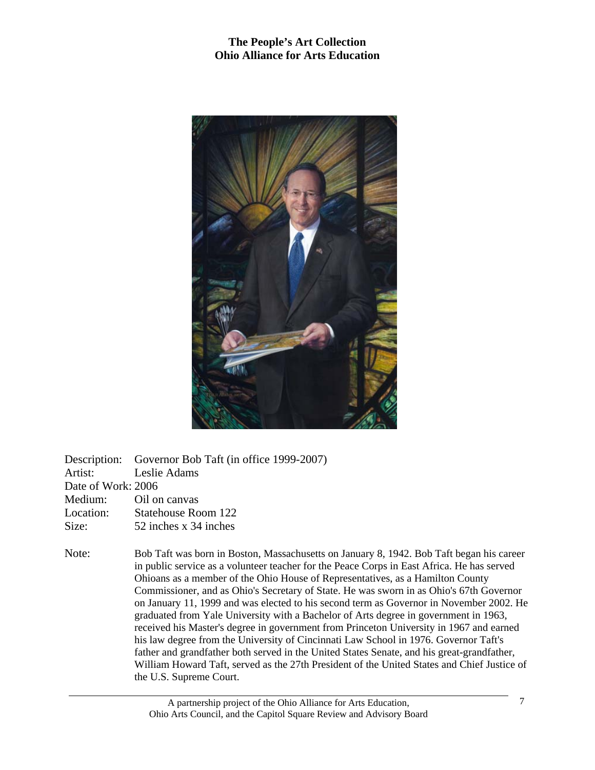# The People's Art Collection
## Ohio Alliance for Arts Education

Description: Governor Bob Taft (in office 1999-2007)
Artist: Leslie Adams
Date of Work: 2006
Medium: Oil on canvas
Location: Statehouse Room 122
Size: 52 inches x 34 inches

Note: Bob Taft was born in Boston, Massachusetts on January 8, 1942. Bob Taft began his career in public service as a volunteer teacher for the Peace Corps in East Africa. He has served Ohioans as a member of the Ohio House of Representatives, as a Hamilton County Commissioner, and as Ohio's Secretary of State. He was sworn in as Ohio's 67th Governor on January 11, 1999 and was elected to his second term as Governor in November 2002. He graduated from Yale University with a Bachelor of Arts degree in government in 1963, received his Master's degree in government from Princeton University in 1967 and earned his law degree from the University of Cincinnati Law School in 1976. Governor Taft's father and grandfather both served in the United States Senate, and his great-grandfather, William Howard Taft, served as the 27th President of the United States and Chief Justice of the U.S. Supreme Court.

A partnership project of the Ohio Alliance for Arts Education, Ohio Arts Council, and the Capitol Square Review and Advisory Board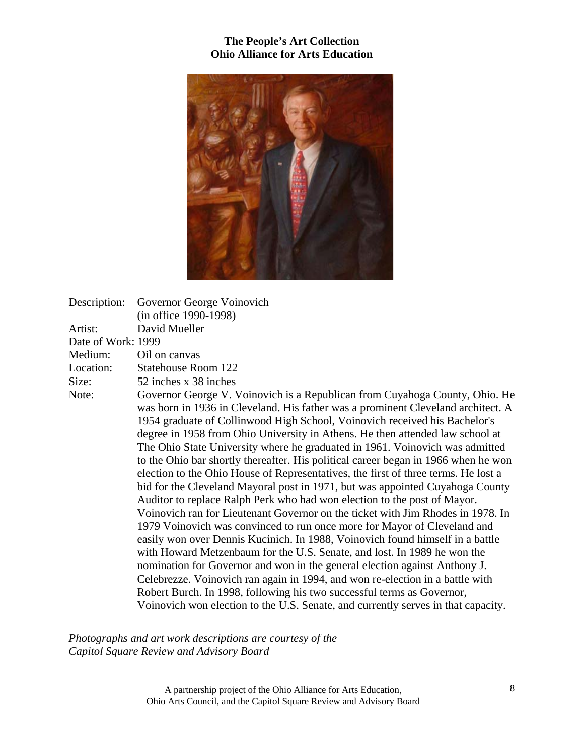**The People's Art Collection**
**Ohio Alliance for Arts Education**

| | |
|---|---|
| Description: | Governor George Voinovich (in office 1990-1998) |
| Artist: | David Mueller |
| Date of Work: | 1999 |
| Medium: | Oil on canvas |
| Location: | Statehouse Room 122 |
| Size: | 52 inches x 38 inches |
| Note: | Governor George V. Voinovich is a Republican from Cuyahoga County, Ohio. He was born in 1936 in Cleveland. His father was a prominent Cleveland architect. A 1954 graduate of Collinwood High School, Voinovich received his Bachelor's degree in 1958 from Ohio University in Athens. He then attended law school at The Ohio State University where he graduated in 1961. Voinovich was admitted to the Ohio bar shortly thereafter. His political career began in 1966 when he won election to the Ohio House of Representatives, the first of three terms. He lost a bid for the Cleveland Mayoral post in 1971, but was appointed Cuyahoga County Auditor to replace Ralph Perk who had won election to the post of Mayor. Voinovich ran for Lieutenant Governor on the ticket with Jim Rhodes in 1978. In 1979 Voinovich was convinced to run once more for Mayor of Cleveland and easily won over Dennis Kucinich. In 1988, Voinovich found himself in a battle with Howard Metzenbaum for the U.S. Senate, and lost. In 1989 he won the nomination for Governor and won in the general election against Anthony J. Celebrezze. Voinovich ran again in 1994, and won re-election in a battle with Robert Burch. In 1998, following his two successful terms as Governor, Voinovich won election to the U.S. Senate, and currently serves in that capacity. |

*Photographs and art work descriptions are courtesy of the Capitol Square Review and Advisory Board*

A partnership project of the Ohio Alliance for Arts Education, Ohio Arts Council, and the Capitol Square Review and Advisory Board